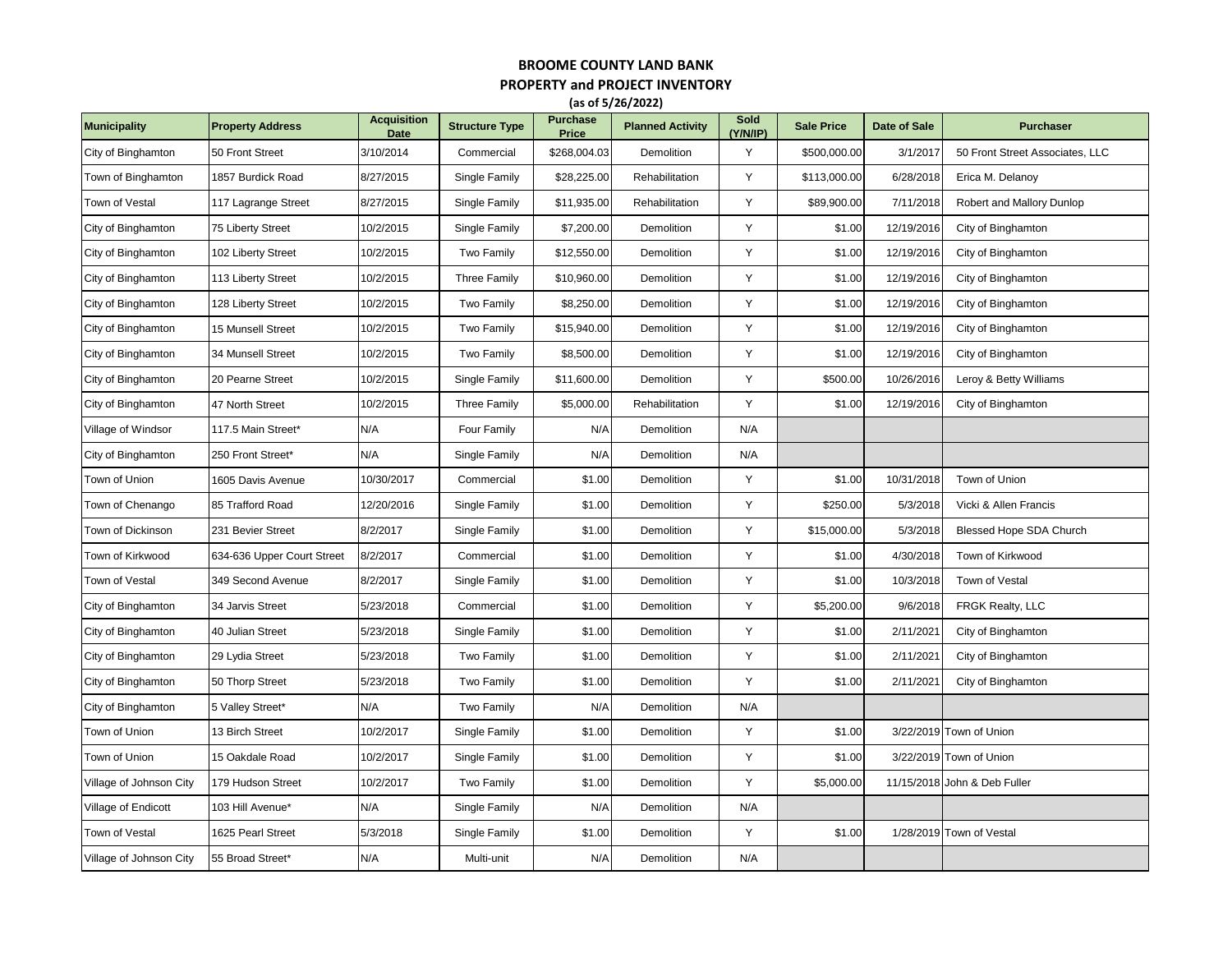**BROOME COUNTY LAND BANK**

**PROPERTY and PROJECT INVENTORY**

**(as of 5/26/2022)**

| Municipality | Property Address | Acquisition Date | Structure Type | Purchase Price | Planned Activity | Sold (Y/N/IP) | Sale Price | Date of Sale | Purchaser |
|---|---|---|---|---|---|---|---|---|---|
| City of Binghamton | 50 Front Street | 3/10/2014 | Commercial | $268,004.03 | Demolition | Y | $500,000.00 | 3/1/2017 | 50 Front Street Associates, LLC |
| Town of Binghamton | 1857 Burdick Road | 8/27/2015 | Single Family | $28,225.00 | Rehabilitation | Y | $113,000.00 | 6/28/2018 | Erica M. Delanoy |
| Town of Vestal | 117 Lagrange Street | 8/27/2015 | Single Family | $11,935.00 | Rehabilitation | Y | $89,900.00 | 7/11/2018 | Robert and Mallory Dunlop |
| City of Binghamton | 75 Liberty Street | 10/2/2015 | Single Family | $7,200.00 | Demolition | Y | $1.00 | 12/19/2016 | City of Binghamton |
| City of Binghamton | 102 Liberty Street | 10/2/2015 | Two Family | $12,550.00 | Demolition | Y | $1.00 | 12/19/2016 | City of Binghamton |
| City of Binghamton | 113 Liberty Street | 10/2/2015 | Three Family | $10,960.00 | Demolition | Y | $1.00 | 12/19/2016 | City of Binghamton |
| City of Binghamton | 128 Liberty Street | 10/2/2015 | Two Family | $8,250.00 | Demolition | Y | $1.00 | 12/19/2016 | City of Binghamton |
| City of Binghamton | 15 Munsell Street | 10/2/2015 | Two Family | $15,940.00 | Demolition | Y | $1.00 | 12/19/2016 | City of Binghamton |
| City of Binghamton | 34 Munsell Street | 10/2/2015 | Two Family | $8,500.00 | Demolition | Y | $1.00 | 12/19/2016 | City of Binghamton |
| City of Binghamton | 20 Pearne Street | 10/2/2015 | Single Family | $11,600.00 | Demolition | Y | $500.00 | 10/26/2016 | Leroy & Betty Williams |
| City of Binghamton | 47 North Street | 10/2/2015 | Three Family | $5,000.00 | Rehabilitation | Y | $1.00 | 12/19/2016 | City of Binghamton |
| Village of Windsor | 117.5 Main Street* | N/A | Four Family | N/A | Demolition | N/A | | | |
| City of Binghamton | 250 Front Street* | N/A | Single Family | N/A | Demolition | N/A | | | |
| Town of Union | 1605 Davis Avenue | 10/30/2017 | Commercial | $1.00 | Demolition | Y | $1.00 | 10/31/2018 | Town of Union |
| Town of Chenango | 85 Trafford Road | 12/20/2016 | Single Family | $1.00 | Demolition | Y | $250.00 | 5/3/2018 | Vicki & Allen Francis |
| Town of Dickinson | 231 Bevier Street | 8/2/2017 | Single Family | $1.00 | Demolition | Y | $15,000.00 | 5/3/2018 | Blessed Hope SDA Church |
| Town of Kirkwood | 634-636 Upper Court Street | 8/2/2017 | Commercial | $1.00 | Demolition | Y | $1.00 | 4/30/2018 | Town of Kirkwood |
| Town of Vestal | 349 Second Avenue | 8/2/2017 | Single Family | $1.00 | Demolition | Y | $1.00 | 10/3/2018 | Town of Vestal |
| City of Binghamton | 34 Jarvis Street | 5/23/2018 | Commercial | $1.00 | Demolition | Y | $5,200.00 | 9/6/2018 | FRGK Realty, LLC |
| City of Binghamton | 40 Julian Street | 5/23/2018 | Single Family | $1.00 | Demolition | Y | $1.00 | 2/11/2021 | City of Binghamton |
| City of Binghamton | 29 Lydia Street | 5/23/2018 | Two Family | $1.00 | Demolition | Y | $1.00 | 2/11/2021 | City of Binghamton |
| City of Binghamton | 50 Thorp Street | 5/23/2018 | Two Family | $1.00 | Demolition | Y | $1.00 | 2/11/2021 | City of Binghamton |
| City of Binghamton | 5 Valley Street* | N/A | Two Family | N/A | Demolition | N/A | | | |
| Town of Union | 13 Birch Street | 10/2/2017 | Single Family | $1.00 | Demolition | Y | $1.00 | 3/22/2019 | Town of Union |
| Town of Union | 15 Oakdale Road | 10/2/2017 | Single Family | $1.00 | Demolition | Y | $1.00 | 3/22/2019 | Town of Union |
| Village of Johnson City | 179 Hudson Street | 10/2/2017 | Two Family | $1.00 | Demolition | Y | $5,000.00 | 11/15/2018 | John & Deb Fuller |
| Village of Endicott | 103 Hill Avenue* | N/A | Single Family | N/A | Demolition | N/A | | | |
| Town of Vestal | 1625 Pearl Street | 5/3/2018 | Single Family | $1.00 | Demolition | Y | $1.00 | 1/28/2019 | Town of Vestal |
| Village of Johnson City | 55 Broad Street* | N/A | Multi-unit | N/A | Demolition | N/A | | | |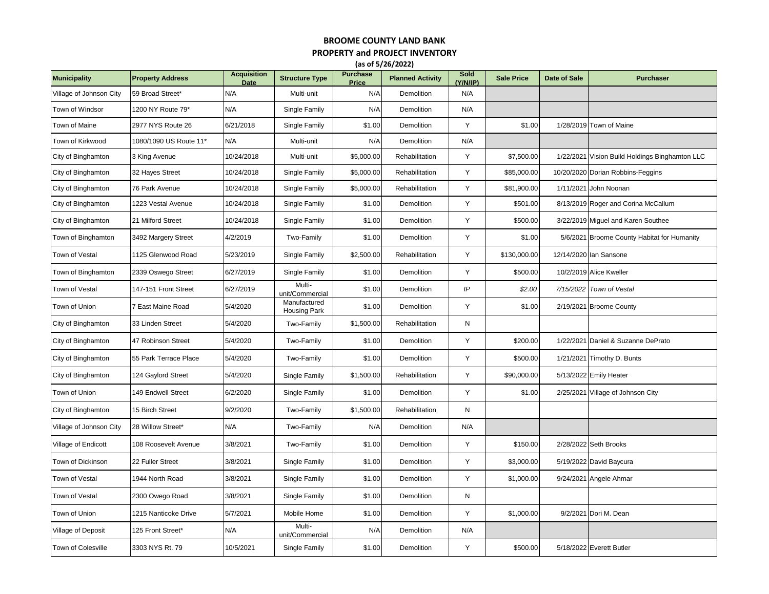# BROOME COUNTY LAND BANK

## PROPERTY and PROJECT INVENTORY

**(as of 5/26/2022)**

| Municipality | Property Address | Acquisition Date | Structure Type | Purchase Price | Planned Activity | Sold (Y/N/IP) | Sale Price | Date of Sale | Purchaser |
|---|---|---|---|---|---|---|---|---|---|
| Village of Johnson City | 59 Broad Street* | N/A | Multi-unit | N/A | Demolition | N/A | | | |
| Town of Windsor | 1200 NY Route 79* | N/A | Single Family | N/A | Demolition | N/A | | | |
| Town of Maine | 2977 NYS Route 26 | 6/21/2018 | Single Family | $1.00 | Demolition | Y | $1.00 | 1/28/2019 | Town of Maine |
| Town of Kirkwood | 1080/1090 US Route 11* | N/A | Multi-unit | N/A | Demolition | N/A | | | |
| City of Binghamton | 3 King Avenue | 10/24/2018 | Multi-unit | $5,000.00 | Rehabilitation | Y | $7,500.00 | 1/22/2021 | Vision Build Holdings Binghamton LLC |
| City of Binghamton | 32 Hayes Street | 10/24/2018 | Single Family | $5,000.00 | Rehabilitation | Y | $85,000.00 | 10/20/2020 | Dorian Robbins-Feggins |
| City of Binghamton | 76 Park Avenue | 10/24/2018 | Single Family | $5,000.00 | Rehabilitation | Y | $81,900.00 | 1/11/2021 | John Noonan |
| City of Binghamton | 1223 Vestal Avenue | 10/24/2018 | Single Family | $1.00 | Demolition | Y | $501.00 | 8/13/2019 | Roger and Corina McCallum |
| City of Binghamton | 21 Milford Street | 10/24/2018 | Single Family | $1.00 | Demolition | Y | $500.00 | 3/22/2019 | Miguel and Karen Southee |
| Town of Binghamton | 3492 Margery Street | 4/2/2019 | Two-Family | $1.00 | Demolition | Y | $1.00 | 5/6/2021 | Broome County Habitat for Humanity |
| Town of Vestal | 1125 Glenwood Road | 5/23/2019 | Single Family | $2,500.00 | Rehabilitation | Y | $130,000.00 | 12/14/2020 | Ian Sansone |
| Town of Binghamton | 2339 Oswego Street | 6/27/2019 | Single Family | $1.00 | Demolition | Y | $500.00 | 10/2/2019 | Alice Kweller |
| Town of Vestal | 147-151 Front Street | 6/27/2019 | Multi-unit/Commercial | $1.00 | Demolition | *IP* | *$2.00* | *7/15/2022* | *Town of Vestal* |
| Town of Union | 7 East Maine Road | 5/4/2020 | Manufactured Housing Park | $1.00 | Demolition | Y | $1.00 | 2/19/2021 | Broome County |
| City of Binghamton | 33 Linden Street | 5/4/2020 | Two-Family | $1,500.00 | Rehabilitation | N | | | |
| City of Binghamton | 47 Robinson Street | 5/4/2020 | Two-Family | $1.00 | Demolition | Y | $200.00 | 1/22/2021 | Daniel & Suzanne DePrato |
| City of Binghamton | 55 Park Terrace Place | 5/4/2020 | Two-Family | $1.00 | Demolition | Y | $500.00 | 1/21/2021 | Timothy D. Bunts |
| City of Binghamton | 124 Gaylord Street | 5/4/2020 | Single Family | $1,500.00 | Rehabilitation | Y | $90,000.00 | 5/13/2022 | Emily Heater |
| Town of Union | 149 Endwell Street | 6/2/2020 | Single Family | $1.00 | Demolition | Y | $1.00 | 2/25/2021 | Village of Johnson City |
| City of Binghamton | 15 Birch Street | 9/2/2020 | Two-Family | $1,500.00 | Rehabilitation | N | | | |
| Village of Johnson City | 28 Willow Street* | N/A | Two-Family | N/A | Demolition | N/A | | | |
| Village of Endicott | 108 Roosevelt Avenue | 3/8/2021 | Two-Family | $1.00 | Demolition | Y | $150.00 | 2/28/2022 | Seth Brooks |
| Town of Dickinson | 22 Fuller Street | 3/8/2021 | Single Family | $1.00 | Demolition | Y | $3,000.00 | 5/19/2022 | David Baycura |
| Town of Vestal | 1944 North Road | 3/8/2021 | Single Family | $1.00 | Demolition | Y | $1,000.00 | 9/24/2021 | Angele Ahmar |
| Town of Vestal | 2300 Owego Road | 3/8/2021 | Single Family | $1.00 | Demolition | N | | | |
| Town of Union | 1215 Nanticoke Drive | 5/7/2021 | Mobile Home | $1.00 | Demolition | Y | $1,000.00 | 9/2/2021 | Dori M. Dean |
| Village of Deposit | 125 Front Street* | N/A | Multi-unit/Commercial | N/A | Demolition | N/A | | | |
| Town of Colesville | 3303 NYS Rt. 79 | 10/5/2021 | Single Family | $1.00 | Demolition | Y | $500.00 | 5/18/2022 | Everett Butler |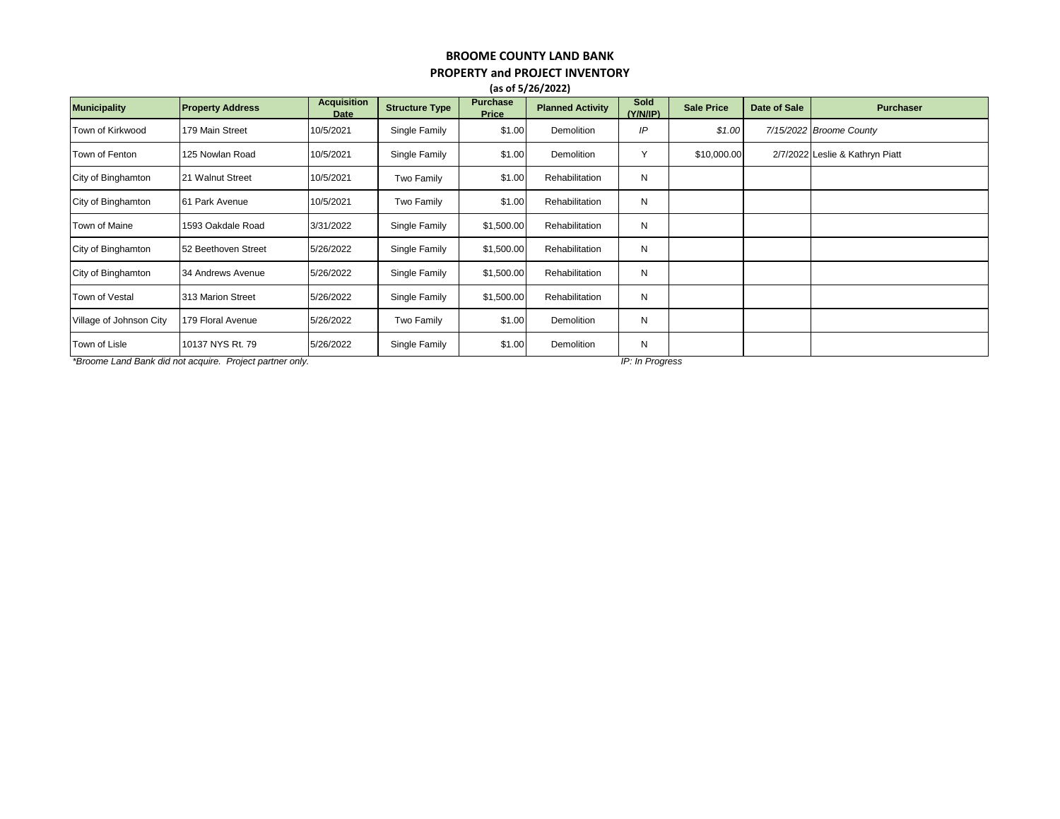**BROOME COUNTY LAND BANK**

**PROPERTY and PROJECT INVENTORY**

**(as of 5/26/2022)**

| Municipality | Property Address | Acquisition Date | Structure Type | Purchase Price | Planned Activity | Sold (Y/N/IP) | Sale Price | Date of Sale | Purchaser |
|---|---|---|---|---|---|---|---|---|---|
| Town of Kirkwood | 179 Main Street | 10/5/2021 | Single Family | $1.00 | Demolition | *IP* | *$1.00* | *7/15/2022* | *Broome County* |
| Town of Fenton | 125 Nowlan Road | 10/5/2021 | Single Family | $1.00 | Demolition | Y | $10,000.00 | 2/7/2022 | Leslie & Kathryn Piatt |
| City of Binghamton | 21 Walnut Street | 10/5/2021 | Two Family | $1.00 | Rehabilitation | N | | | |
| City of Binghamton | 61 Park Avenue | 10/5/2021 | Two Family | $1.00 | Rehabilitation | N | | | |
| Town of Maine | 1593 Oakdale Road | 3/31/2022 | Single Family | $1,500.00 | Rehabilitation | N | | | |
| City of Binghamton | 52 Beethoven Street | 5/26/2022 | Single Family | $1,500.00 | Rehabilitation | N | | | |
| City of Binghamton | 34 Andrews Avenue | 5/26/2022 | Single Family | $1,500.00 | Rehabilitation | N | | | |
| Town of Vestal | 313 Marion Street | 5/26/2022 | Single Family | $1,500.00 | Rehabilitation | N | | | |
| Village of Johnson City | 179 Floral Avenue | 5/26/2022 | Two Family | $1.00 | Demolition | N | | | |
| Town of Lisle | 10137 NYS Rt. 79 | 5/26/2022 | Single Family | $1.00 | Demolition | N | | | |

*\*Broome Land Bank did not acquire. Project partner only.*

*IP: In Progress*